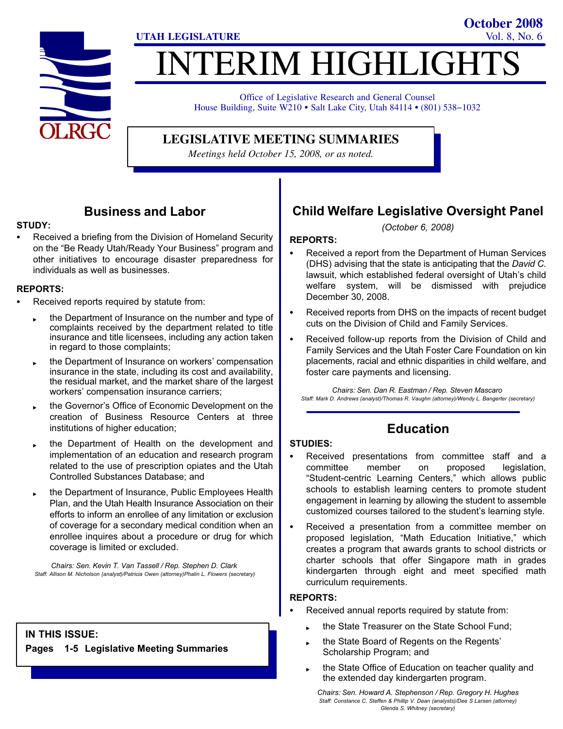UTAH LEGISLATURE

October 2008
Vol. 8, No. 6

# INTERIM HIGHLIGHTS

Office of Legislative Research and General Counsel
House Building, Suite W210 • Salt Lake City, Utah 84114 • (801) 538–1032

## LEGISLATIVE MEETING SUMMARIES

*Meetings held October 15, 2008, or as noted.*

## Business and Labor

**STUDY:**

- Received a briefing from the Division of Homeland Security on the "Be Ready Utah/Ready Your Business" program and other initiatives to encourage disaster preparedness for individuals as well as businesses.

**REPORTS:**

- Received reports required by statute from:
  - the Department of Insurance on the number and type of complaints received by the department related to title insurance and title licensees, including any action taken in regard to those complaints;
  - the Department of Insurance on workers' compensation insurance in the state, including its cost and availability, the residual market, and the market share of the largest workers' compensation insurance carriers;
  - the Governor's Office of Economic Development on the creation of Business Resource Centers at three institutions of higher education;
  - the Department of Health on the development and implementation of an education and research program related to the use of prescription opiates and the Utah Controlled Substances Database; and
  - the Department of Insurance, Public Employees Health Plan, and the Utah Health Insurance Association on their efforts to inform an enrollee of any limitation or exclusion of coverage for a secondary medical condition when an enrollee inquires about a procedure or drug for which coverage is limited or excluded.

*Chairs: Sen. Kevin T. Van Tassell / Rep. Stephen D. Clark*
*Staff: Allison M. Nicholson (analyst)/Patricia Owen (attorney)Phalin L. Flowers (secretary)*

**IN THIS ISSUE:**

**Pages 1-5 Legislative Meeting Summaries**

## Child Welfare Legislative Oversight Panel

*(October 6, 2008)*

**REPORTS:**

- Received a report from the Department of Human Services (DHS) advising that the state is anticipating that the *David C.* lawsuit, which established federal oversight of Utah's child welfare system, will be dismissed with prejudice December 30, 2008.
- Received reports from DHS on the impacts of recent budget cuts on the Division of Child and Family Services.
- Received follow-up reports from the Division of Child and Family Services and the Utah Foster Care Foundation on kin placements, racial and ethnic disparities in child welfare, and foster care payments and licensing.

*Chairs: Sen. Dan R. Eastman / Rep. Steven Mascaro*
*Staff: Mark D. Andrews (analyst)/Thomas R. Vaughn (attorney)/Wendy L. Bangerter (secretary)*

## Education

**STUDIES:**

- Received presentations from committee staff and a committee member on proposed legislation, "Student-centric Learning Centers," which allows public schools to establish learning centers to promote student engagement in learning by allowing the student to assemble customized courses tailored to the student's learning style.
- Received a presentation from a committee member on proposed legislation, "Math Education Initiative," which creates a program that awards grants to school districts or charter schools that offer Singapore math in grades kindergarten through eight and meet specified math curriculum requirements.

**REPORTS:**

- Received annual reports required by statute from:
  - the State Treasurer on the State School Fund;
  - the State Board of Regents on the Regents' Scholarship Program; and
  - the State Office of Education on teacher quality and the extended day kindergarten program.

*Chairs: Sen. Howard A. Stephenson / Rep. Gregory H. Hughes*
*Staff: Constance C. Steffen & Phillip V. Dean (analysts)/Dee S Larsen (attorney)*
*Glenda S. Whitney (secretary)*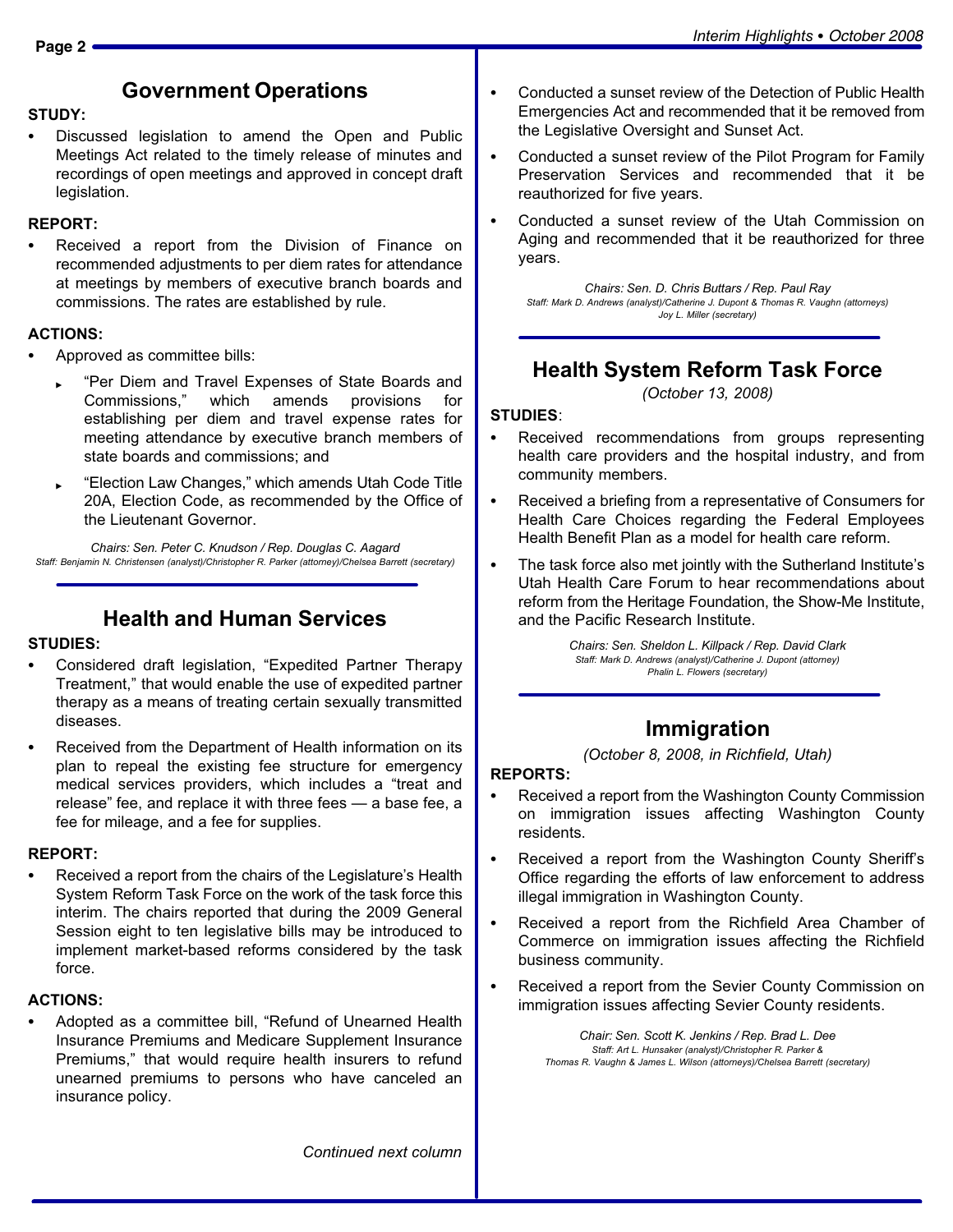## Government Operations

**STUDY:**

- Discussed legislation to amend the Open and Public Meetings Act related to the timely release of minutes and recordings of open meetings and approved in concept draft legislation.

**REPORT:**

- Received a report from the Division of Finance on recommended adjustments to per diem rates for attendance at meetings by members of executive branch boards and commissions. The rates are established by rule.

**ACTIONS:**

- Approved as committee bills:
  - "Per Diem and Travel Expenses of State Boards and Commissions," which amends provisions for establishing per diem and travel expense rates for meeting attendance by executive branch members of state boards and commissions; and
  - "Election Law Changes," which amends Utah Code Title 20A, Election Code, as recommended by the Office of the Lieutenant Governor.

*Chairs: Sen. Peter C. Knudson / Rep. Douglas C. Aagard*
*Staff: Benjamin N. Christensen (analyst)/Christopher R. Parker (attorney)/Chelsea Barrett (secretary)*

## Health and Human Services

**STUDIES:**

- Considered draft legislation, "Expedited Partner Therapy Treatment," that would enable the use of expedited partner therapy as a means of treating certain sexually transmitted diseases.
- Received from the Department of Health information on its plan to repeal the existing fee structure for emergency medical services providers, which includes a "treat and release" fee, and replace it with three fees — a base fee, a fee for mileage, and a fee for supplies.

**REPORT:**

- Received a report from the chairs of the Legislature's Health System Reform Task Force on the work of the task force this interim. The chairs reported that during the 2009 General Session eight to ten legislative bills may be introduced to implement market-based reforms considered by the task force.

**ACTIONS:**

- Adopted as a committee bill, "Refund of Unearned Health Insurance Premiums and Medicare Supplement Insurance Premiums," that would require health insurers to refund unearned premiums to persons who have canceled an insurance policy.
- Conducted a sunset review of the Detection of Public Health Emergencies Act and recommended that it be removed from the Legislative Oversight and Sunset Act.
- Conducted a sunset review of the Pilot Program for Family Preservation Services and recommended that it be reauthorized for five years.
- Conducted a sunset review of the Utah Commission on Aging and recommended that it be reauthorized for three years.

*Chairs: Sen. D. Chris Buttars / Rep. Paul Ray*
*Staff: Mark D. Andrews (analyst)/Catherine J. Dupont & Thomas R. Vaughn (attorneys)*
*Joy L. Miller (secretary)*

## Health System Reform Task Force

*(October 13, 2008)*

**STUDIES:**

- Received recommendations from groups representing health care providers and the hospital industry, and from community members.
- Received a briefing from a representative of Consumers for Health Care Choices regarding the Federal Employees Health Benefit Plan as a model for health care reform.
- The task force also met jointly with the Sutherland Institute's Utah Health Care Forum to hear recommendations about reform from the Heritage Foundation, the Show-Me Institute, and the Pacific Research Institute.

*Chairs: Sen. Sheldon L. Killpack / Rep. David Clark*
*Staff: Mark D. Andrews (analyst)/Catherine J. Dupont (attorney)*
*Phalin L. Flowers (secretary)*

## Immigration

*(October 8, 2008, in Richfield, Utah)*

**REPORTS:**

- Received a report from the Washington County Commission on immigration issues affecting Washington County residents.
- Received a report from the Washington County Sheriff's Office regarding the efforts of law enforcement to address illegal immigration in Washington County.
- Received a report from the Richfield Area Chamber of Commerce on immigration issues affecting the Richfield business community.
- Received a report from the Sevier County Commission on immigration issues affecting Sevier County residents.

*Chair: Sen. Scott K. Jenkins / Rep. Brad L. Dee*
*Staff: Art L. Hunsaker (analyst)/Christopher R. Parker &*
*Thomas R. Vaughn & James L. Wilson (attorneys)/Chelsea Barrett (secretary)*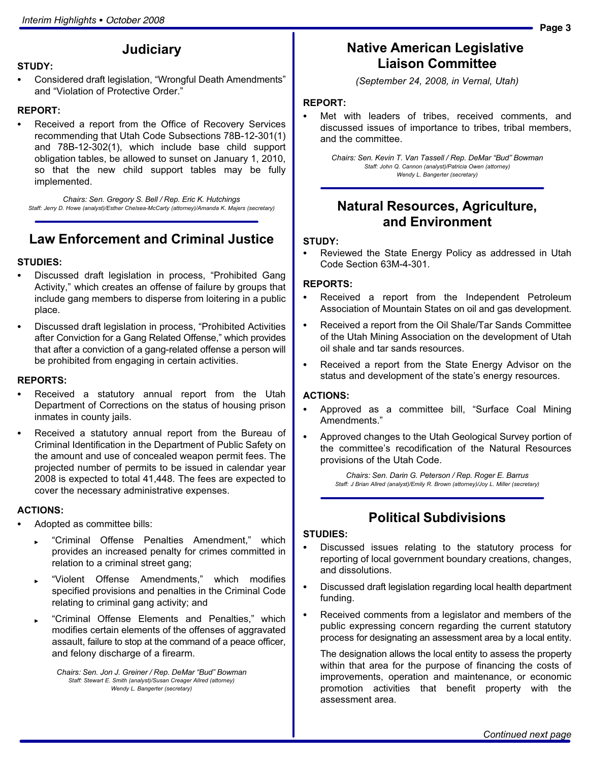## Judiciary

**STUDY:**

- Considered draft legislation, "Wrongful Death Amendments" and "Violation of Protective Order."

**REPORT:**

- Received a report from the Office of Recovery Services recommending that Utah Code Subsections 78B-12-301(1) and 78B-12-302(1), which include base child support obligation tables, be allowed to sunset on January 1, 2010, so that the new child support tables may be fully implemented.

*Chairs: Sen. Gregory S. Bell / Rep. Eric K. Hutchings*
*Staff: Jerry D. Howe (analyst)/Esther Chelsea-McCarty (attorney)/Amanda K. Majers (secretary)*

## Law Enforcement and Criminal Justice

**STUDIES:**

- Discussed draft legislation in process, "Prohibited Gang Activity," which creates an offense of failure by groups that include gang members to disperse from loitering in a public place.
- Discussed draft legislation in process, "Prohibited Activities after Conviction for a Gang Related Offense," which provides that after a conviction of a gang-related offense a person will be prohibited from engaging in certain activities.

**REPORTS:**

- Received a statutory annual report from the Utah Department of Corrections on the status of housing prison inmates in county jails.
- Received a statutory annual report from the Bureau of Criminal Identification in the Department of Public Safety on the amount and use of concealed weapon permit fees. The projected number of permits to be issued in calendar year 2008 is expected to total 41,448. The fees are expected to cover the necessary administrative expenses.

**ACTIONS:**

- Adopted as committee bills:
  - "Criminal Offense Penalties Amendment," which provides an increased penalty for crimes committed in relation to a criminal street gang;
  - "Violent Offense Amendments," which modifies specified provisions and penalties in the Criminal Code relating to criminal gang activity; and
  - "Criminal Offense Elements and Penalties," which modifies certain elements of the offenses of aggravated assault, failure to stop at the command of a peace officer, and felony discharge of a firearm.

*Chairs: Sen. Jon J. Greiner / Rep. DeMar "Bud" Bowman*
*Staff: Stewart E. Smith (analyst)/Susan Creager Allred (attorney)*
*Wendy L. Bangerter (secretary)*

## Native American Legislative Liaison Committee

*(September 24, 2008, in Vernal, Utah)*

**REPORT:**

- Met with leaders of tribes, received comments, and discussed issues of importance to tribes, tribal members, and the committee.

*Chairs: Sen. Kevin T. Van Tassell / Rep. DeMar "Bud" Bowman*
*Staff: John Q. Cannon (analyst)/Patricia Owen (attorney)*
*Wendy L. Bangerter (secretary)*

## Natural Resources, Agriculture, and Environment

**STUDY:**

- Reviewed the State Energy Policy as addressed in Utah Code Section 63M-4-301.

**REPORTS:**

- Received a report from the Independent Petroleum Association of Mountain States on oil and gas development.
- Received a report from the Oil Shale/Tar Sands Committee of the Utah Mining Association on the development of Utah oil shale and tar sands resources.
- Received a report from the State Energy Advisor on the status and development of the state's energy resources.

**ACTIONS:**

- Approved as a committee bill, "Surface Coal Mining Amendments."
- Approved changes to the Utah Geological Survey portion of the committee's recodification of the Natural Resources provisions of the Utah Code.

*Chairs: Sen. Darin G. Peterson / Rep. Roger E. Barrus*
*Staff: J Brian Allred (analyst)/Emily R. Brown (attorney)/Joy L. Miller (secretary)*

## Political Subdivisions

**STUDIES:**

- Discussed issues relating to the statutory process for reporting of local government boundary creations, changes, and dissolutions.
- Discussed draft legislation regarding local health department funding.
- Received comments from a legislator and members of the public expressing concern regarding the current statutory process for designating an assessment area by a local entity.

  The designation allows the local entity to assess the property within that area for the purpose of financing the costs of improvements, operation and maintenance, or economic promotion activities that benefit property with the assessment area.

*Continued next page*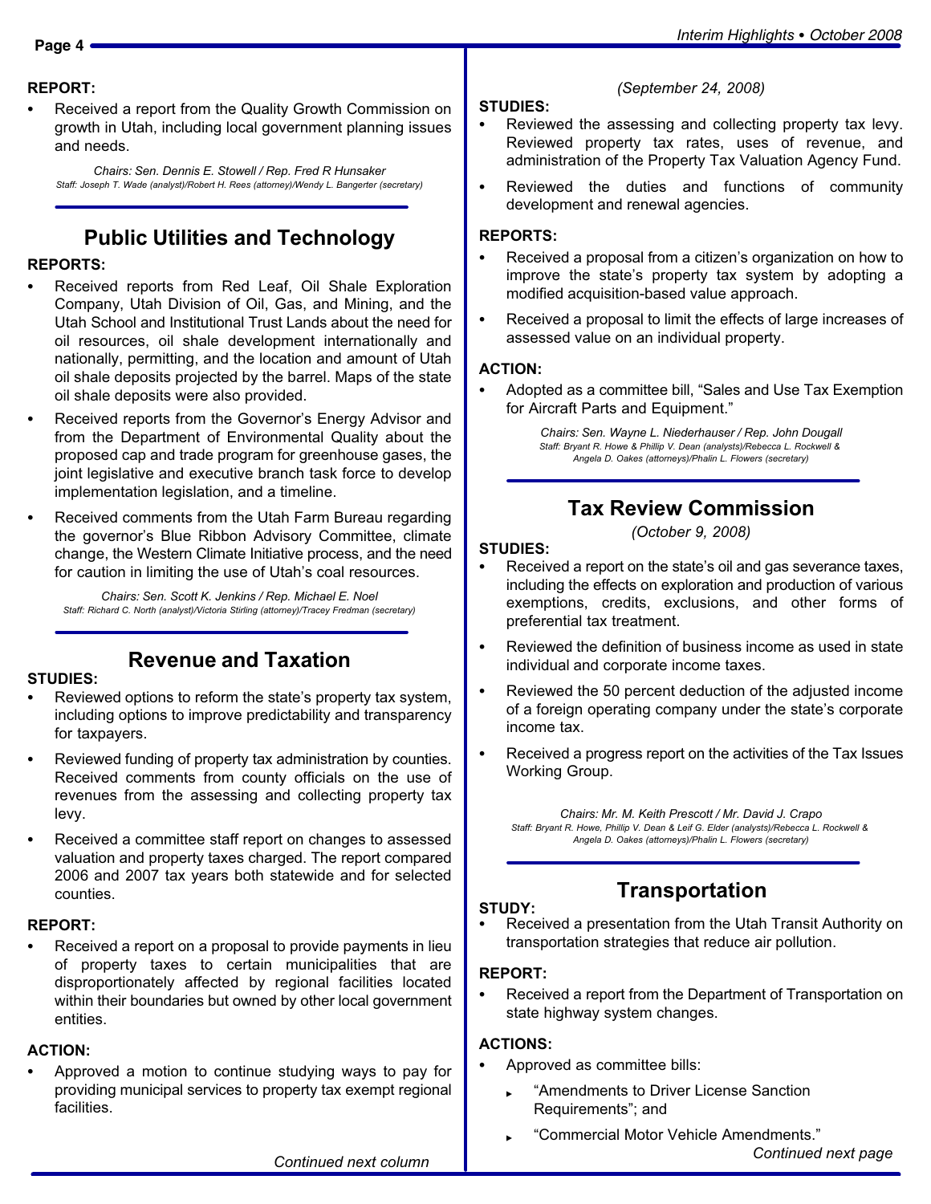**REPORT:**

- Received a report from the Quality Growth Commission on growth in Utah, including local government planning issues and needs.

*Chairs: Sen. Dennis E. Stowell / Rep. Fred R Hunsaker*
*Staff: Joseph T. Wade (analyst)/Robert H. Rees (attorney)/Wendy L. Bangerter (secretary)*

## Public Utilities and Technology

**REPORTS:**

- Received reports from Red Leaf, Oil Shale Exploration Company, Utah Division of Oil, Gas, and Mining, and the Utah School and Institutional Trust Lands about the need for oil resources, oil shale development internationally and nationally, permitting, and the location and amount of Utah oil shale deposits projected by the barrel. Maps of the state oil shale deposits were also provided.
- Received reports from the Governor's Energy Advisor and from the Department of Environmental Quality about the proposed cap and trade program for greenhouse gases, the joint legislative and executive branch task force to develop implementation legislation, and a timeline.
- Received comments from the Utah Farm Bureau regarding the governor's Blue Ribbon Advisory Committee, climate change, the Western Climate Initiative process, and the need for caution in limiting the use of Utah's coal resources.

*Chairs: Sen. Scott K. Jenkins / Rep. Michael E. Noel*
*Staff: Richard C. North (analyst)/Victoria Stirling (attorney)/Tracey Fredman (secretary)*

## Revenue and Taxation

**STUDIES:**

- Reviewed options to reform the state's property tax system, including options to improve predictability and transparency for taxpayers.
- Reviewed funding of property tax administration by counties. Received comments from county officials on the use of revenues from the assessing and collecting property tax levy.
- Received a committee staff report on changes to assessed valuation and property taxes charged. The report compared 2006 and 2007 tax years both statewide and for selected counties.

**REPORT:**

- Received a report on a proposal to provide payments in lieu of property taxes to certain municipalities that are disproportionately affected by regional facilities located within their boundaries but owned by other local government entities.

**ACTION:**

- Approved a motion to continue studying ways to pay for providing municipal services to property tax exempt regional facilities.

*(September 24, 2008)*

**STUDIES:**

- Reviewed the assessing and collecting property tax levy. Reviewed property tax rates, uses of revenue, and administration of the Property Tax Valuation Agency Fund.
- Reviewed the duties and functions of community development and renewal agencies.

**REPORTS:**

- Received a proposal from a citizen's organization on how to improve the state's property tax system by adopting a modified acquisition-based value approach.
- Received a proposal to limit the effects of large increases of assessed value on an individual property.

**ACTION:**

- Adopted as a committee bill, "Sales and Use Tax Exemption for Aircraft Parts and Equipment."

*Chairs: Sen. Wayne L. Niederhauser / Rep. John Dougall*
*Staff: Bryant R. Howe & Phillip V. Dean (analysts)/Rebecca L. Rockwell & Angela D. Oakes (attorneys)/Phalin L. Flowers (secretary)*

## Tax Review Commission

*(October 9, 2008)*

**STUDIES:**

- Received a report on the state's oil and gas severance taxes, including the effects on exploration and production of various exemptions, credits, exclusions, and other forms of preferential tax treatment.
- Reviewed the definition of business income as used in state individual and corporate income taxes.
- Reviewed the 50 percent deduction of the adjusted income of a foreign operating company under the state's corporate income tax.
- Received a progress report on the activities of the Tax Issues Working Group.

*Chairs: Mr. M. Keith Prescott / Mr. David J. Crapo*
*Staff: Bryant R. Howe, Phillip V. Dean & Leif G. Elder (analysts)/Rebecca L. Rockwell & Angela D. Oakes (attorneys)/Phalin L. Flowers (secretary)*

## Transportation

**STUDY:**

- Received a presentation from the Utah Transit Authority on transportation strategies that reduce air pollution.

**REPORT:**

- Received a report from the Department of Transportation on state highway system changes.

**ACTIONS:**

- Approved as committee bills:
  - "Amendments to Driver License Sanction Requirements"; and
  - "Commercial Motor Vehicle Amendments."

*Continued next page*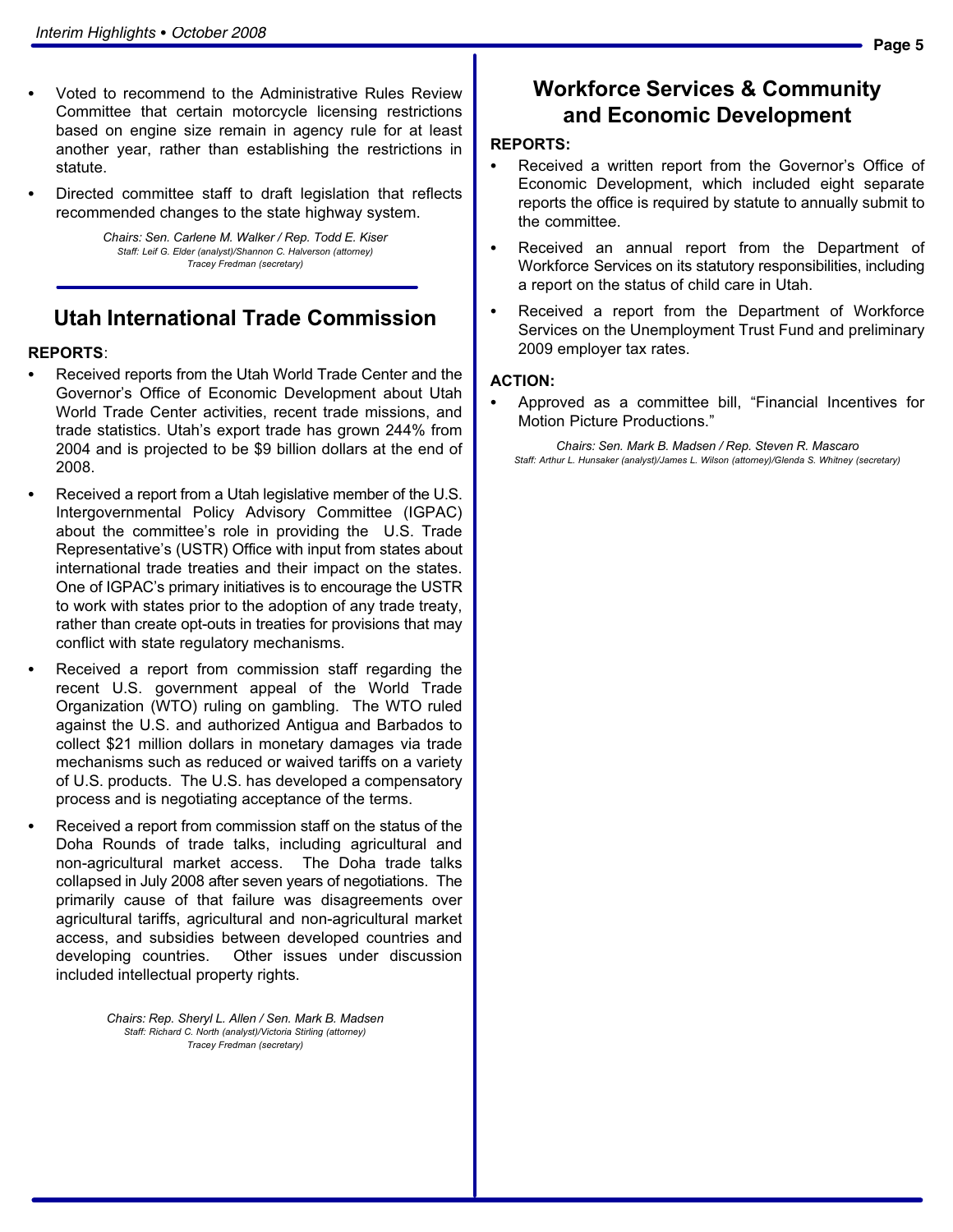- Voted to recommend to the Administrative Rules Review Committee that certain motorcycle licensing restrictions based on engine size remain in agency rule for at least another year, rather than establishing the restrictions in statute.
- Directed committee staff to draft legislation that reflects recommended changes to the state highway system.

*Chairs: Sen. Carlene M. Walker / Rep. Todd E. Kiser*
*Staff: Leif G. Elder (analyst)/Shannon C. Halverson (attorney)*
*Tracey Fredman (secretary)*

## Utah International Trade Commission

**REPORTS**:

- Received reports from the Utah World Trade Center and the Governor's Office of Economic Development about Utah World Trade Center activities, recent trade missions, and trade statistics. Utah's export trade has grown 244% from 2004 and is projected to be $9 billion dollars at the end of 2008.
- Received a report from a Utah legislative member of the U.S. Intergovernmental Policy Advisory Committee (IGPAC) about the committee's role in providing the U.S. Trade Representative's (USTR) Office with input from states about international trade treaties and their impact on the states. One of IGPAC's primary initiatives is to encourage the USTR to work with states prior to the adoption of any trade treaty, rather than create opt-outs in treaties for provisions that may conflict with state regulatory mechanisms.
- Received a report from commission staff regarding the recent U.S. government appeal of the World Trade Organization (WTO) ruling on gambling. The WTO ruled against the U.S. and authorized Antigua and Barbados to collect $21 million dollars in monetary damages via trade mechanisms such as reduced or waived tariffs on a variety of U.S. products. The U.S. has developed a compensatory process and is negotiating acceptance of the terms.
- Received a report from commission staff on the status of the Doha Rounds of trade talks, including agricultural and non-agricultural market access. The Doha trade talks collapsed in July 2008 after seven years of negotiations. The primarily cause of that failure was disagreements over agricultural tariffs, agricultural and non-agricultural market access, and subsidies between developed countries and developing countries. Other issues under discussion included intellectual property rights.

*Chairs: Rep. Sheryl L. Allen / Sen. Mark B. Madsen*
*Staff: Richard C. North (analyst)/Victoria Stirling (attorney)*
*Tracey Fredman (secretary)*

## Workforce Services & Community and Economic Development

**REPORTS:**

- Received a written report from the Governor's Office of Economic Development, which included eight separate reports the office is required by statute to annually submit to the committee.
- Received an annual report from the Department of Workforce Services on its statutory responsibilities, including a report on the status of child care in Utah.
- Received a report from the Department of Workforce Services on the Unemployment Trust Fund and preliminary 2009 employer tax rates.

**ACTION:**

- Approved as a committee bill, "Financial Incentives for Motion Picture Productions."

*Chairs: Sen. Mark B. Madsen / Rep. Steven R. Mascaro*
*Staff: Arthur L. Hunsaker (analyst)/James L. Wilson (attorney)/Glenda S. Whitney (secretary)*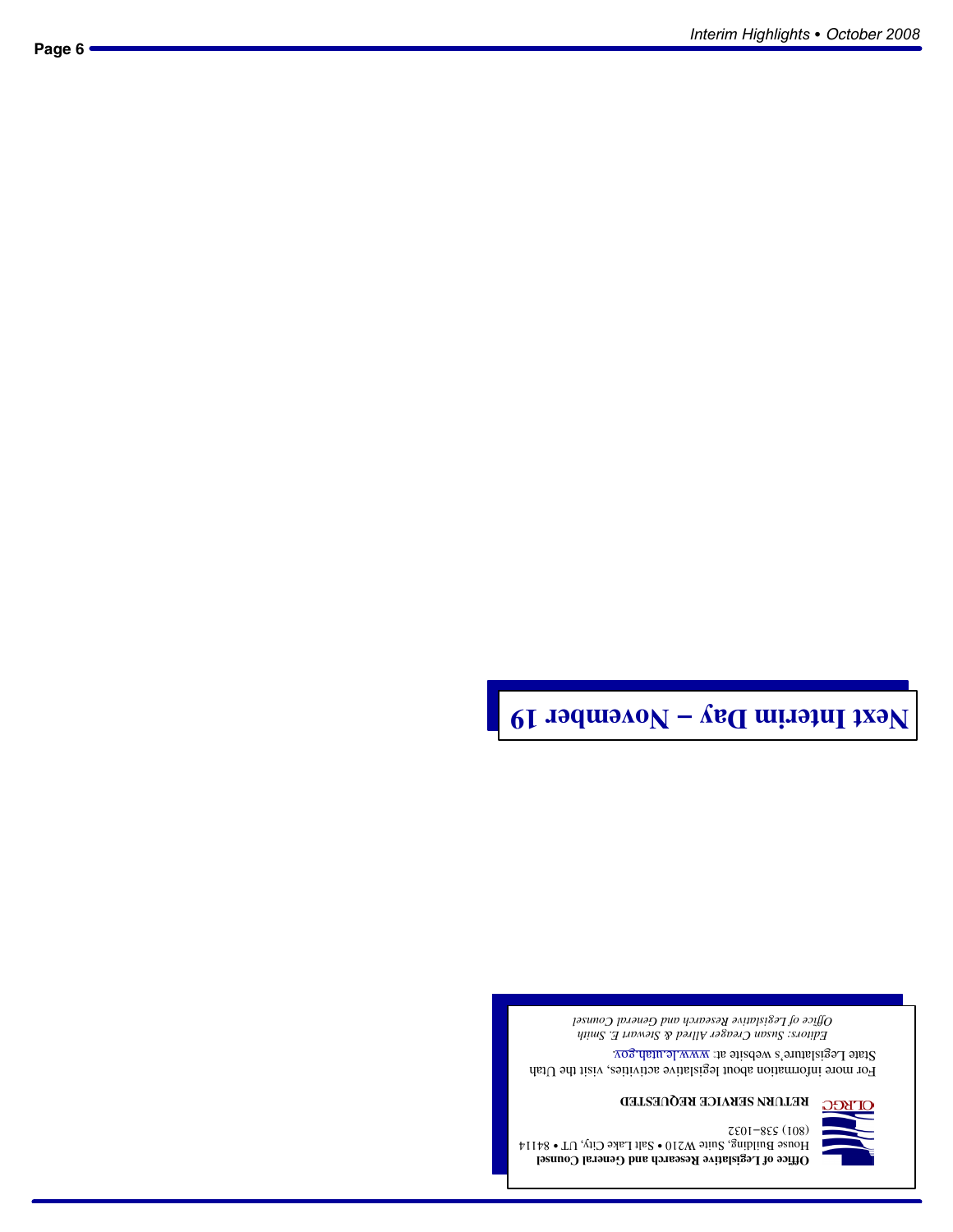# Next Interim Day – November 19

**Office of Legislative Research and General Counsel**
House Building, Suite W210 • Salt Lake City, UT • 84114
(801) 538-1032

**RETURN SERVICE REQUESTED**

For more information about legislative activities, visit the Utah State Legislature's website at: www.le.utah.gov.

*Editors: Susan Creager Allred & Stewart E. Smith*
*Office of Legislative Research and General Counsel*